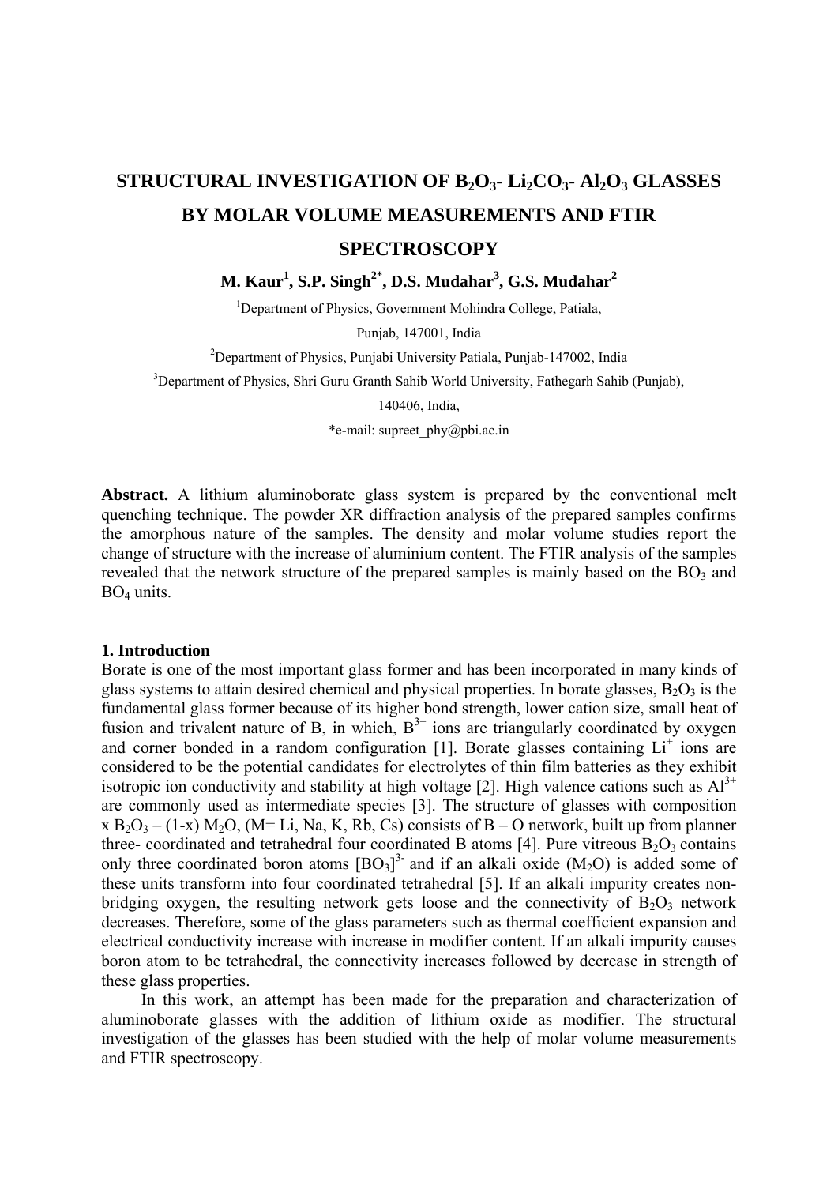# STRUCTURAL INVESTIGATION OF $B_2O_3$- $Li_2CO_3$- $Al_2O_3$ GLASSES BY MOLAR VOLUME MEASUREMENTS AND FTIR SPECTROSCOPY

**M. Kaur[1], S.P. Singh[2*], D.S. Mudahar[3], G.S. Mudahar[2]**

[1]Department of Physics, Government Mohindra College, Patiala, Punjab, 147001, India

[2]Department of Physics, Punjabi University Patiala, Punjab-147002, India

[3]Department of Physics, Shri Guru Granth Sahib World University, Fathegarh Sahib (Punjab), 140406, India,

*e-mail: supreet_phy@pbi.ac.in

**Abstract.** A lithium aluminoborate glass system is prepared by the conventional melt quenching technique. The powder XR diffraction analysis of the prepared samples confirms the amorphous nature of the samples. The density and molar volume studies report the change of structure with the increase of aluminium content. The FTIR analysis of the samples revealed that the network structure of the prepared samples is mainly based on the $BO_3$ and $BO_4$ units.

## 1. Introduction

Borate is one of the most important glass former and has been incorporated in many kinds of glass systems to attain desired chemical and physical properties. In borate glasses, $B_2O_3$ is the fundamental glass former because of its higher bond strength, lower cation size, small heat of fusion and trivalent nature of B, in which, $B^{3+}$ ions are triangularly coordinated by oxygen and corner bonded in a random configuration [1]. Borate glasses containing $Li^+$ ions are considered to be the potential candidates for electrolytes of thin film batteries as they exhibit isotropic ion conductivity and stability at high voltage [2]. High valence cations such as $Al^{3+}$ are commonly used as intermediate species [3]. The structure of glasses with composition x $B_2O_3$ – (1-x) $M_2O$, (M= Li, Na, K, Rb, Cs) consists of B – O network, built up from planner three- coordinated and tetrahedral four coordinated B atoms [4]. Pure vitreous $B_2O_3$ contains only three coordinated boron atoms $[BO_3]^{3-}$ and if an alkali oxide ($M_2O$) is added some of these units transform into four coordinated tetrahedral [5]. If an alkali impurity creates non-bridging oxygen, the resulting network gets loose and the connectivity of $B_2O_3$ network decreases. Therefore, some of the glass parameters such as thermal coefficient expansion and electrical conductivity increase with increase in modifier content. If an alkali impurity causes boron atom to be tetrahedral, the connectivity increases followed by decrease in strength of these glass properties.

In this work, an attempt has been made for the preparation and characterization of aluminoborate glasses with the addition of lithium oxide as modifier. The structural investigation of the glasses has been studied with the help of molar volume measurements and FTIR spectroscopy.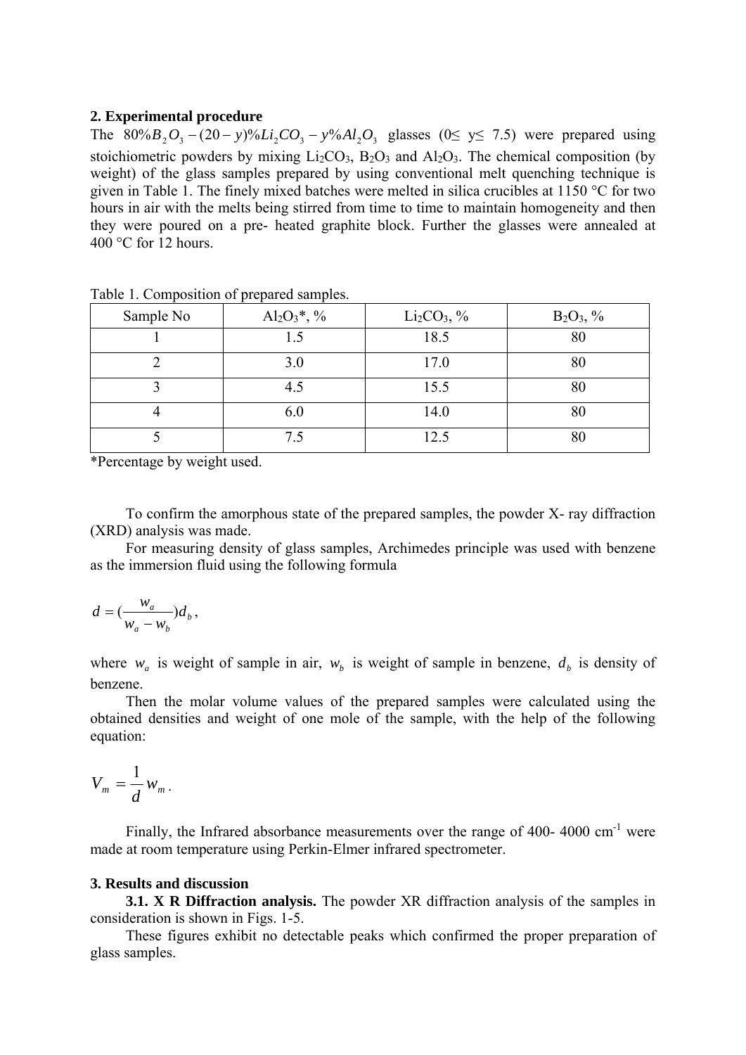## 2. Experimental procedure

The $80\%B_2O_3-(20-y)\%Li_2CO_3-y\%Al_2O_3$ glasses (0≤ y≤ 7.5) were prepared using stoichiometric powders by mixing $Li_2CO_3$, $B_2O_3$ and $Al_2O_3$. The chemical composition (by weight) of the glass samples prepared by using conventional melt quenching technique is given in Table 1. The finely mixed batches were melted in silica crucibles at 1150 °C for two hours in air with the melts being stirred from time to time to maintain homogeneity and then they were poured on a pre- heated graphite block. Further the glasses were annealed at 400 °C for 12 hours.

Table 1. Composition of prepared samples.

| Sample No | $Al_2O_3$*, % | $Li_2CO_3$, % | $B_2O_3$, % |
|---|---|---|---|
| 1 | 1.5 | 18.5 | 80 |
| 2 | 3.0 | 17.0 | 80 |
| 3 | 4.5 | 15.5 | 80 |
| 4 | 6.0 | 14.0 | 80 |
| 5 | 7.5 | 12.5 | 80 |

*Percentage by weight used.

To confirm the amorphous state of the prepared samples, the powder X- ray diffraction (XRD) analysis was made.

For measuring density of glass samples, Archimedes principle was used with benzene as the immersion fluid using the following formula

$$d=(\frac{w_a}{w_a-w_b})d_b,$$

where $w_a$ is weight of sample in air, $w_b$ is weight of sample in benzene, $d_b$ is density of benzene.

Then the molar volume values of the prepared samples were calculated using the obtained densities and weight of one mole of the sample, with the help of the following equation:

$$V_m=\frac{1}{d}w_m.$$

Finally, the Infrared absorbance measurements over the range of 400- 4000 cm$^{-1}$ were made at room temperature using Perkin-Elmer infrared spectrometer.

## 3. Results and discussion

**3.1. X R Diffraction analysis.** The powder XR diffraction analysis of the samples in consideration is shown in Figs. 1-5.

These figures exhibit no detectable peaks which confirmed the proper preparation of glass samples.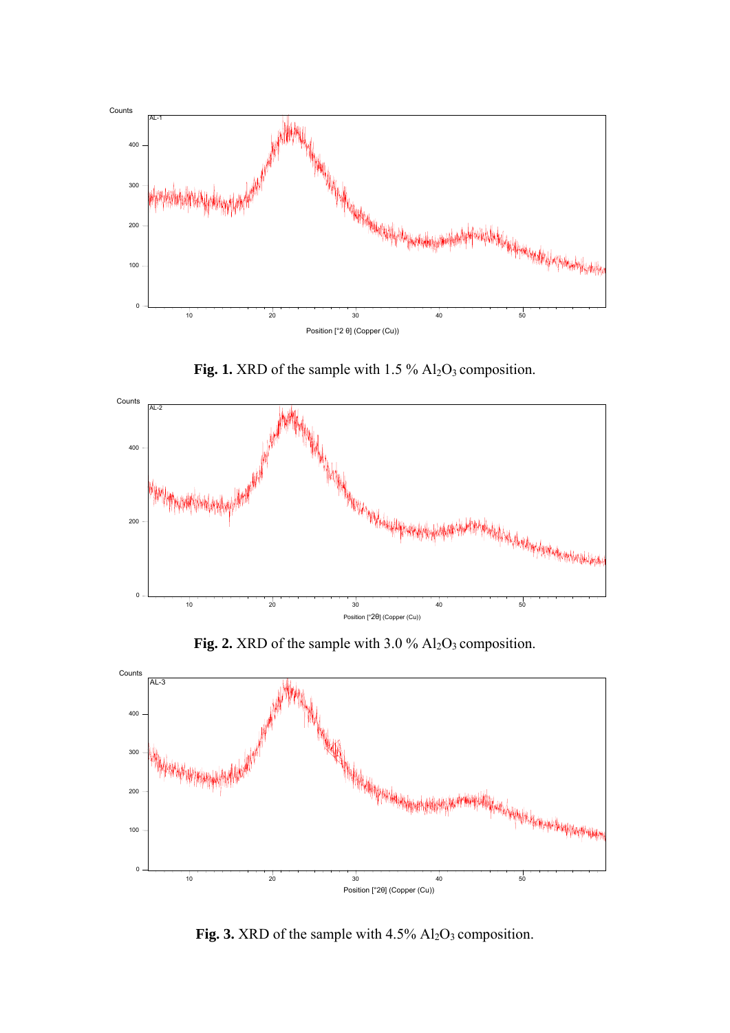**Fig. 1.** XRD of the sample with 1.5 % $Al_2O_3$ composition.

**Fig. 2.** XRD of the sample with 3.0 % $Al_2O_3$ composition.

**Fig. 3.** XRD of the sample with 4.5% $Al_2O_3$ composition.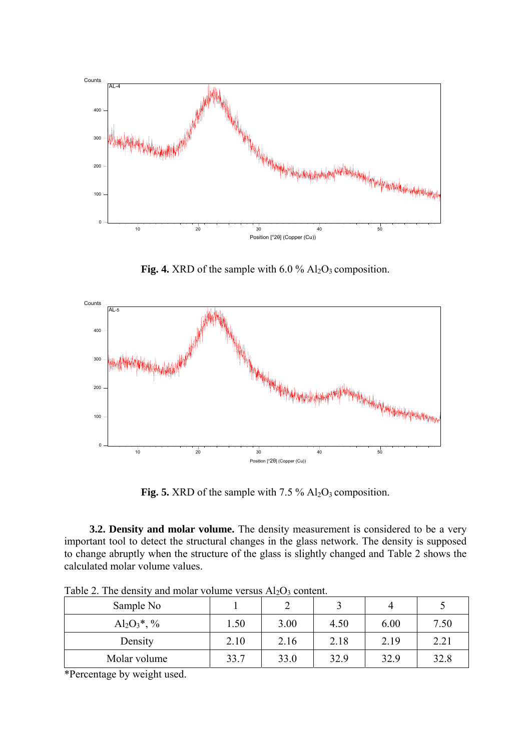Counts

AL-4

400

300

200

100

0

10

20

30

40

50

Position [°2θ] (Copper (Cu))

**Fig. 4.** XRD of the sample with 6.0 % $Al_2O_3$ composition.

Counts

AL-5

400

300

200

100

0

10

20

30

40

50

Position [°2θ] (Copper (Cu))

**Fig. 5.** XRD of the sample with 7.5 % $Al_2O_3$ composition.

**3.2. Density and molar volume.** The density measurement is considered to be a very important tool to detect the structural changes in the glass network. The density is supposed to change abruptly when the structure of the glass is slightly changed and Table 2 shows the calculated molar volume values.

Table 2. The density and molar volume versus $Al_2O_3$ content.

| Sample No | 1 | 2 | 3 | 4 | 5 |
|---|---|---|---|---|---|
| $Al_2O_3$*, % | 1.50 | 3.00 | 4.50 | 6.00 | 7.50 |
| Density | 2.10 | 2.16 | 2.18 | 2.19 | 2.21 |
| Molar volume | 33.7 | 33.0 | 32.9 | 32.9 | 32.8 |

*Percentage by weight used.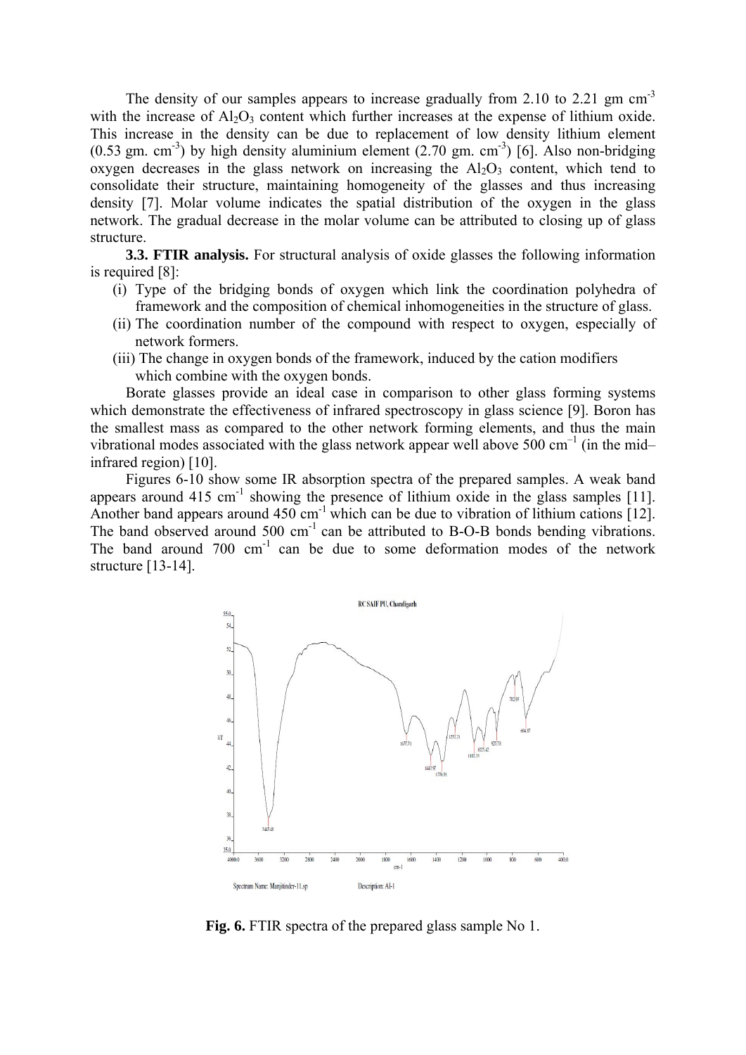The density of our samples appears to increase gradually from 2.10 to 2.21 gm cm$^{-3}$ with the increase of $Al_2O_3$ content which further increases at the expense of lithium oxide. This increase in the density can be due to replacement of low density lithium element (0.53 gm. cm$^{-3}$) by high density aluminium element (2.70 gm. cm$^{-3}$) [6]. Also non-bridging oxygen decreases in the glass network on increasing the $Al_2O_3$ content, which tend to consolidate their structure, maintaining homogeneity of the glasses and thus increasing density [7]. Molar volume indicates the spatial distribution of the oxygen in the glass network. The gradual decrease in the molar volume can be attributed to closing up of glass structure.

**3.3. FTIR analysis.** For structural analysis of oxide glasses the following information is required [8]:

(i) Type of the bridging bonds of oxygen which link the coordination polyhedra of framework and the composition of chemical inhomogeneities in the structure of glass.
(ii) The coordination number of the compound with respect to oxygen, especially of network formers.
(iii) The change in oxygen bonds of the framework, induced by the cation modifiers which combine with the oxygen bonds.

Borate glasses provide an ideal case in comparison to other glass forming systems which demonstrate the effectiveness of infrared spectroscopy in glass science [9]. Boron has the smallest mass as compared to the other network forming elements, and thus the main vibrational modes associated with the glass network appear well above 500 cm$^{-1}$ (in the mid–infrared region) [10].

Figures 6-10 show some IR absorption spectra of the prepared samples. A weak band appears around 415 cm$^{-1}$ showing the presence of lithium oxide in the glass samples [11]. Another band appears around 450 cm$^{-1}$ which can be due to vibration of lithium cations [12]. The band observed around 500 cm$^{-1}$ can be attributed to B-O-B bonds bending vibrations. The band around 700 cm$^{-1}$ can be due to some deformation modes of the network structure [13-14].

**Fig. 6.** FTIR spectra of the prepared glass sample No 1.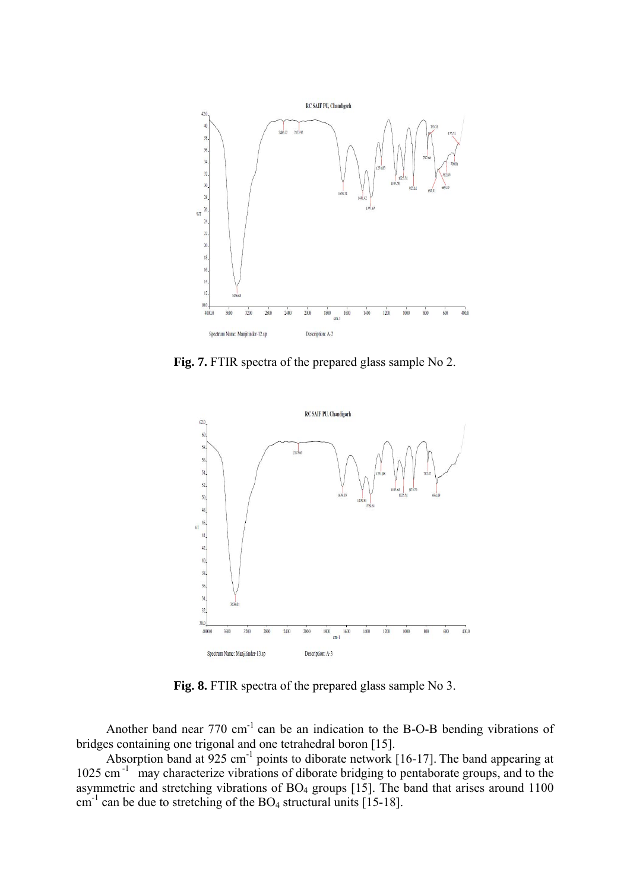RC SAIF PU, Chandigarh

42.0
40
38
36
34
32
30
28
26
24
22
20
18
16
14
12
10.0

%T

4000.0 3600 3200 2800 2400 2000 1800 1600 1400 1200 1000 800 600 400.0

cm-1

3436.68
2486.72
2177.92
1636.31
1441.42
1397.67
1271.83
1103.78
1025.54
925.44
782.66
763.21
695.71
669.10
592.63
509.01
455.71

Spectrum Name: Manjitinder-12.sp Description: A-2

**Fig. 7.** FTIR spectra of the prepared glass sample No 2.

RC SAIF PU, Chandigarh

62.0
60
58
56
54
52
50
48
46
44
42
40
38
36
34
32
30.0

%T

4000.0 3600 3200 2800 2400 2000 1800 1600 1400 1200 1000 800 600 400.0

cm-1

3436.01
2177.63
1650.03
1450.81
1379.61
1271.98
1103.64
1025.51
925.70
782.07
684.00

Spectrum Name: Manjitinder-13.sp Description: A-3

**Fig. 8.** FTIR spectra of the prepared glass sample No 3.

Another band near 770 $cm^{-1}$ can be an indication to the B-O-B bending vibrations of bridges containing one trigonal and one tetrahedral boron [15].

Absorption band at 925 $cm^{-1}$ points to diborate network [16-17]. The band appearing at 1025 $cm^{-1}$ may characterize vibrations of diborate bridging to pentaborate groups, and to the asymmetric and stretching vibrations of $BO_4$ groups [15]. The band that arises around 1100 $cm^{-1}$ can be due to stretching of the $BO_4$ structural units [15-18].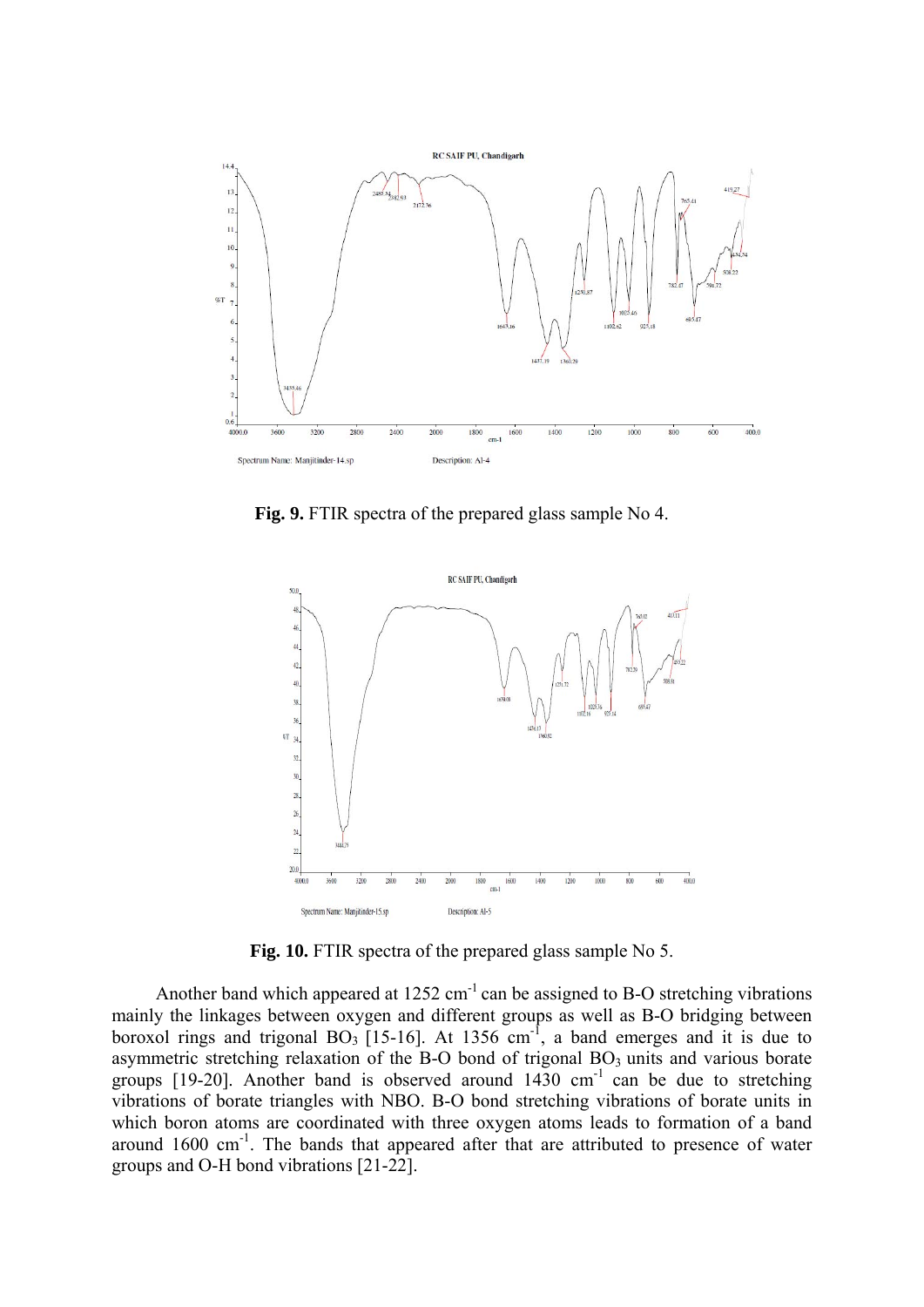**Fig. 9.** FTIR spectra of the prepared glass sample No 4.

**Fig. 10.** FTIR spectra of the prepared glass sample No 5.

Another band which appeared at 1252 $cm^{-1}$ can be assigned to B-O stretching vibrations mainly the linkages between oxygen and different groups as well as B-O bridging between boroxol rings and trigonal $BO_3$ [15-16]. At 1356 $cm^{-1}$, a band emerges and it is due to asymmetric stretching relaxation of the B-O bond of trigonal $BO_3$ units and various borate groups [19-20]. Another band is observed around 1430 $cm^{-1}$ can be due to stretching vibrations of borate triangles with NBO. B-O bond stretching vibrations of borate units in which boron atoms are coordinated with three oxygen atoms leads to formation of a band around 1600 $cm^{-1}$. The bands that appeared after that are attributed to presence of water groups and O-H bond vibrations [21-22].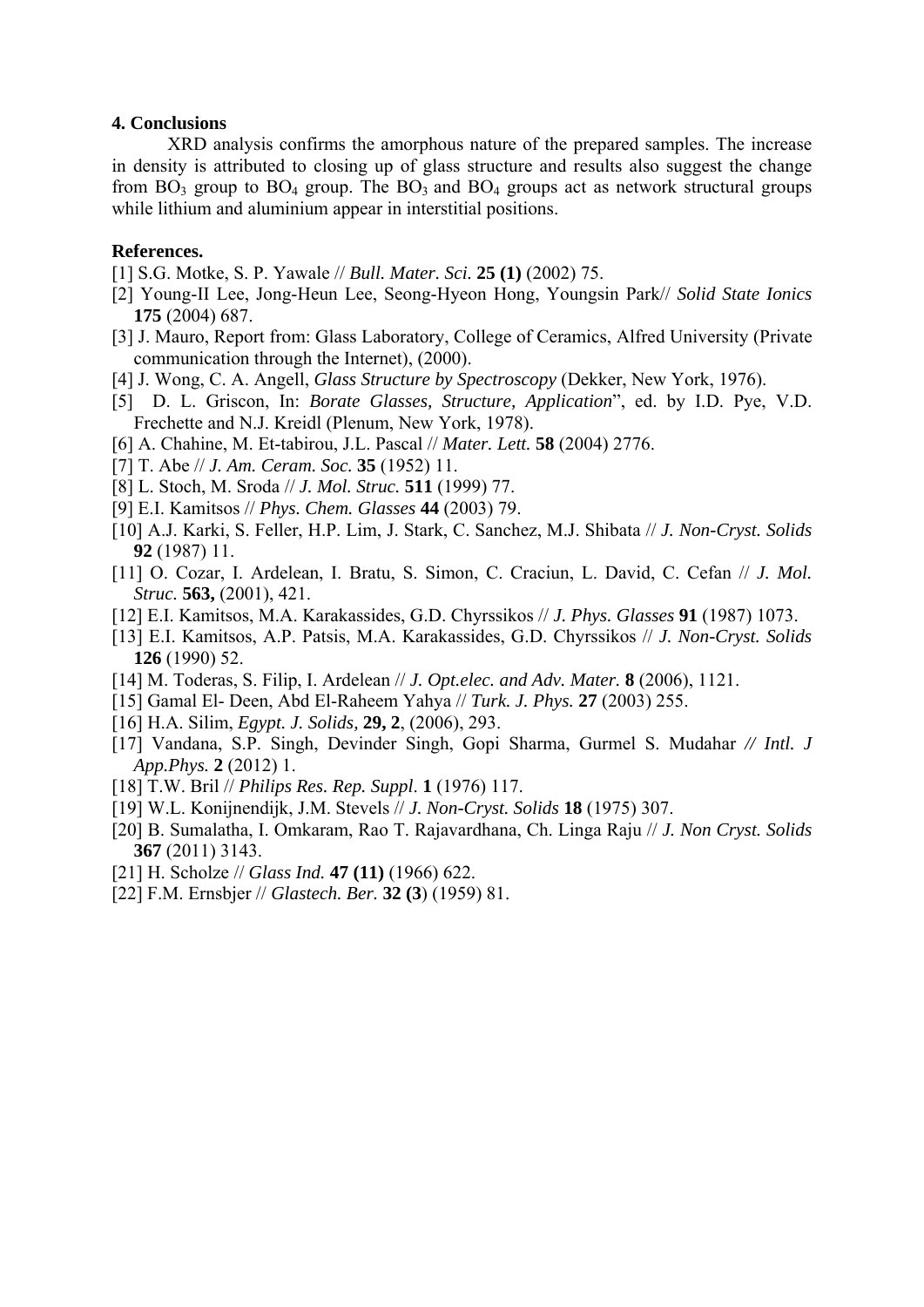## 4. Conclusions

XRD analysis confirms the amorphous nature of the prepared samples. The increase in density is attributed to closing up of glass structure and results also suggest the change from $BO_3$ group to $BO_4$ group. The $BO_3$ and $BO_4$ groups act as network structural groups while lithium and aluminium appear in interstitial positions.

## References.

[1] S.G. Motke, S. P. Yawale // *Bull. Mater. Sci.* **25 (1)** (2002) 75.

[2] Young-II Lee, Jong-Heun Lee, Seong-Hyeon Hong, Youngsin Park// *Solid State Ionics* **175** (2004) 687.

[3] J. Mauro, Report from: Glass Laboratory, College of Ceramics, Alfred University (Private communication through the Internet), (2000).

[4] J. Wong, C. A. Angell, *Glass Structure by Spectroscopy* (Dekker, New York, 1976).

[5] D. L. Griscon, In: *Borate Glasses, Structure, Application*", ed. by I.D. Pye, V.D. Frechette and N.J. Kreidl (Plenum, New York, 1978).

[6] A. Chahine, M. Et-tabirou, J.L. Pascal // *Mater. Lett.* **58** (2004) 2776.

[7] T. Abe // *J. Am. Ceram. Soc.* **35** (1952) 11.

[8] L. Stoch, M. Sroda // *J. Mol. Struc.* **511** (1999) 77.

[9] E.I. Kamitsos // *Phys. Chem. Glasses* **44** (2003) 79.

[10] A.J. Karki, S. Feller, H.P. Lim, J. Stark, C. Sanchez, M.J. Shibata // *J. Non-Cryst. Solids* **92** (1987) 11.

[11] O. Cozar, I. Ardelean, I. Bratu, S. Simon, C. Craciun, L. David, C. Cefan // *J. Mol. Struc.* **563,** (2001), 421.

[12] E.I. Kamitsos, M.A. Karakassides, G.D. Chyrssikos // *J. Phys. Glasses* **91** (1987) 1073.

[13] E.I. Kamitsos, A.P. Patsis, M.A. Karakassides, G.D. Chyrssikos // *J. Non-Cryst. Solids* **126** (1990) 52.

[14] M. Toderas, S. Filip, I. Ardelean // *J. Opt.elec. and Adv. Mater.* **8** (2006), 1121.

[15] Gamal El- Deen, Abd El-Raheem Yahya // *Turk. J. Phys.* **27** (2003) 255.

[16] H.A. Silim, *Egypt. J. Solids,* **29, 2**, (2006), 293.

[17] Vandana, S.P. Singh, Devinder Singh, Gopi Sharma, Gurmel S. Mudahar *// Intl. J App.Phys.* **2** (2012) 1.

[18] T.W. Bril // *Philips Res. Rep. Suppl.* **1** (1976) 117.

[19] W.L. Konijnendijk, J.M. Stevels // *J. Non-Cryst. Solids* **18** (1975) 307.

[20] B. Sumalatha, I. Omkaram, Rao T. Rajavardhana, Ch. Linga Raju // *J. Non Cryst. Solids* **367** (2011) 3143.

[21] H. Scholze // *Glass Ind.* **47 (11)** (1966) 622.

[22] F.M. Ernsbjer // *Glastech. Ber.* **32 (3**) (1959) 81.